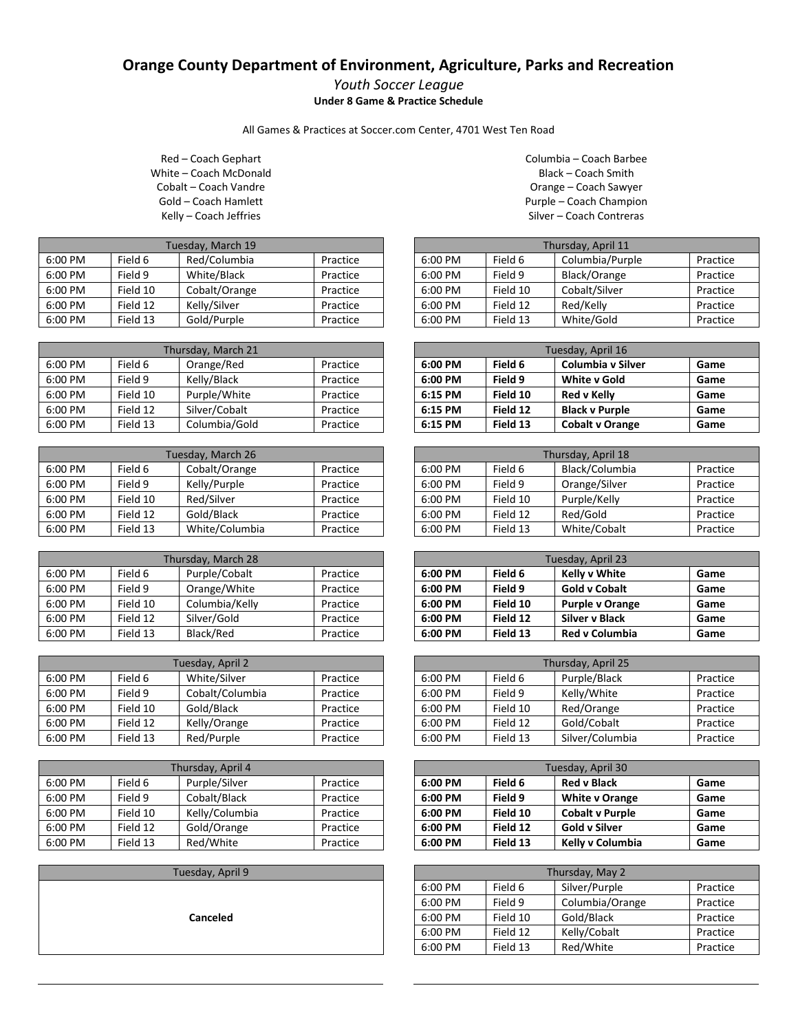# Orange County Department of Environment, Agriculture, Parks and Recreation

*Youth Soccer League*

**Under 8 Game & Practice Schedule**

All Games & Practices at Soccer.com Center, 4701 West Ten Road

Red – Coach Gephart
White – Coach McDonald
Cobalt – Coach Vandre
Gold – Coach Hamlett
Kelly – Coach Jeffries

Columbia – Coach Barbee
Black – Coach Smith
Orange – Coach Sawyer
Purple – Coach Champion
Silver – Coach Contreras

| Tuesday, March 19 | | | |
|---|---|---|---|
| 6:00 PM | Field 6 | Red/Columbia | Practice |
| 6:00 PM | Field 9 | White/Black | Practice |
| 6:00 PM | Field 10 | Cobalt/Orange | Practice |
| 6:00 PM | Field 12 | Kelly/Silver | Practice |
| 6:00 PM | Field 13 | Gold/Purple | Practice |

| Thursday, March 21 | | | |
|---|---|---|---|
| 6:00 PM | Field 6 | Orange/Red | Practice |
| 6:00 PM | Field 9 | Kelly/Black | Practice |
| 6:00 PM | Field 10 | Purple/White | Practice |
| 6:00 PM | Field 12 | Silver/Cobalt | Practice |
| 6:00 PM | Field 13 | Columbia/Gold | Practice |

| Tuesday, March 26 | | | |
|---|---|---|---|
| 6:00 PM | Field 6 | Cobalt/Orange | Practice |
| 6:00 PM | Field 9 | Kelly/Purple | Practice |
| 6:00 PM | Field 10 | Red/Silver | Practice |
| 6:00 PM | Field 12 | Gold/Black | Practice |
| 6:00 PM | Field 13 | White/Columbia | Practice |

| Thursday, March 28 | | | |
|---|---|---|---|
| 6:00 PM | Field 6 | Purple/Cobalt | Practice |
| 6:00 PM | Field 9 | Orange/White | Practice |
| 6:00 PM | Field 10 | Columbia/Kelly | Practice |
| 6:00 PM | Field 12 | Silver/Gold | Practice |
| 6:00 PM | Field 13 | Black/Red | Practice |

| Tuesday, April 2 | | | |
|---|---|---|---|
| 6:00 PM | Field 6 | White/Silver | Practice |
| 6:00 PM | Field 9 | Cobalt/Columbia | Practice |
| 6:00 PM | Field 10 | Gold/Black | Practice |
| 6:00 PM | Field 12 | Kelly/Orange | Practice |
| 6:00 PM | Field 13 | Red/Purple | Practice |

| Thursday, April 4 | | | |
|---|---|---|---|
| 6:00 PM | Field 6 | Purple/Silver | Practice |
| 6:00 PM | Field 9 | Cobalt/Black | Practice |
| 6:00 PM | Field 10 | Kelly/Columbia | Practice |
| 6:00 PM | Field 12 | Gold/Orange | Practice |
| 6:00 PM | Field 13 | Red/White | Practice |

| Tuesday, April 9 |
|---|
| **Canceled** |

| Thursday, April 11 | | | |
|---|---|---|---|
| 6:00 PM | Field 6 | Columbia/Purple | Practice |
| 6:00 PM | Field 9 | Black/Orange | Practice |
| 6:00 PM | Field 10 | Cobalt/Silver | Practice |
| 6:00 PM | Field 12 | Red/Kelly | Practice |
| 6:00 PM | Field 13 | White/Gold | Practice |

| Tuesday, April 16 | | | |
|---|---|---|---|
| **6:00 PM** | **Field 6** | **Columbia v Silver** | **Game** |
| **6:00 PM** | **Field 9** | **White v Gold** | **Game** |
| **6:15 PM** | **Field 10** | **Red v Kelly** | **Game** |
| **6:15 PM** | **Field 12** | **Black v Purple** | **Game** |
| **6:15 PM** | **Field 13** | **Cobalt v Orange** | **Game** |

| Thursday, April 18 | | | |
|---|---|---|---|
| 6:00 PM | Field 6 | Black/Columbia | Practice |
| 6:00 PM | Field 9 | Orange/Silver | Practice |
| 6:00 PM | Field 10 | Purple/Kelly | Practice |
| 6:00 PM | Field 12 | Red/Gold | Practice |
| 6:00 PM | Field 13 | White/Cobalt | Practice |

| Tuesday, April 23 | | | |
|---|---|---|---|
| **6:00 PM** | **Field 6** | **Kelly v White** | **Game** |
| **6:00 PM** | **Field 9** | **Gold v Cobalt** | **Game** |
| **6:00 PM** | **Field 10** | **Purple v Orange** | **Game** |
| **6:00 PM** | **Field 12** | **Silver v Black** | **Game** |
| **6:00 PM** | **Field 13** | **Red v Columbia** | **Game** |

| Thursday, April 25 | | | |
|---|---|---|---|
| 6:00 PM | Field 6 | Purple/Black | Practice |
| 6:00 PM | Field 9 | Kelly/White | Practice |
| 6:00 PM | Field 10 | Red/Orange | Practice |
| 6:00 PM | Field 12 | Gold/Cobalt | Practice |
| 6:00 PM | Field 13 | Silver/Columbia | Practice |

| Tuesday, April 30 | | | |
|---|---|---|---|
| **6:00 PM** | **Field 6** | **Red v Black** | **Game** |
| **6:00 PM** | **Field 9** | **White v Orange** | **Game** |
| **6:00 PM** | **Field 10** | **Cobalt v Purple** | **Game** |
| **6:00 PM** | **Field 12** | **Gold v Silver** | **Game** |
| **6:00 PM** | **Field 13** | **Kelly v Columbia** | **Game** |

| Thursday, May 2 | | | |
|---|---|---|---|
| 6:00 PM | Field 6 | Silver/Purple | Practice |
| 6:00 PM | Field 9 | Columbia/Orange | Practice |
| 6:00 PM | Field 10 | Gold/Black | Practice |
| 6:00 PM | Field 12 | Kelly/Cobalt | Practice |
| 6:00 PM | Field 13 | Red/White | Practice |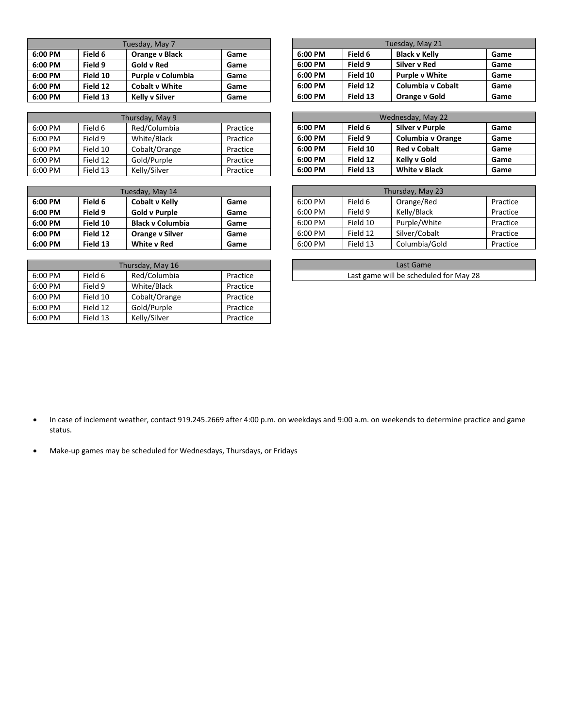| Tuesday, May 7 | | | |
|---|---|---|---|
| **6:00 PM** | **Field 6** | **Orange v Black** | **Game** |
| **6:00 PM** | **Field 9** | **Gold v Red** | **Game** |
| **6:00 PM** | **Field 10** | **Purple v Columbia** | **Game** |
| **6:00 PM** | **Field 12** | **Cobalt v White** | **Game** |
| **6:00 PM** | **Field 13** | **Kelly v Silver** | **Game** |

| Thursday, May 9 | | | |
|---|---|---|---|
| 6:00 PM | Field 6 | Red/Columbia | Practice |
| 6:00 PM | Field 9 | White/Black | Practice |
| 6:00 PM | Field 10 | Cobalt/Orange | Practice |
| 6:00 PM | Field 12 | Gold/Purple | Practice |
| 6:00 PM | Field 13 | Kelly/Silver | Practice |

| Tuesday, May 14 | | | |
|---|---|---|---|
| **6:00 PM** | **Field 6** | **Cobalt v Kelly** | **Game** |
| **6:00 PM** | **Field 9** | **Gold v Purple** | **Game** |
| **6:00 PM** | **Field 10** | **Black v Columbia** | **Game** |
| **6:00 PM** | **Field 12** | **Orange v Silver** | **Game** |
| **6:00 PM** | **Field 13** | **White v Red** | **Game** |

| Thursday, May 16 | | | |
|---|---|---|---|
| 6:00 PM | Field 6 | Red/Columbia | Practice |
| 6:00 PM | Field 9 | White/Black | Practice |
| 6:00 PM | Field 10 | Cobalt/Orange | Practice |
| 6:00 PM | Field 12 | Gold/Purple | Practice |
| 6:00 PM | Field 13 | Kelly/Silver | Practice |

| Tuesday, May 21 | | | |
|---|---|---|---|
| **6:00 PM** | **Field 6** | **Black v Kelly** | **Game** |
| **6:00 PM** | **Field 9** | **Silver v Red** | **Game** |
| **6:00 PM** | **Field 10** | **Purple v White** | **Game** |
| **6:00 PM** | **Field 12** | **Columbia v Cobalt** | **Game** |
| **6:00 PM** | **Field 13** | **Orange v Gold** | **Game** |

| Wednesday, May 22 | | | |
|---|---|---|---|
| **6:00 PM** | **Field 6** | **Silver v Purple** | **Game** |
| **6:00 PM** | **Field 9** | **Columbia v Orange** | **Game** |
| **6:00 PM** | **Field 10** | **Red v Cobalt** | **Game** |
| **6:00 PM** | **Field 12** | **Kelly v Gold** | **Game** |
| **6:00 PM** | **Field 13** | **White v Black** | **Game** |

| Thursday, May 23 | | | |
|---|---|---|---|
| 6:00 PM | Field 6 | Orange/Red | Practice |
| 6:00 PM | Field 9 | Kelly/Black | Practice |
| 6:00 PM | Field 10 | Purple/White | Practice |
| 6:00 PM | Field 12 | Silver/Cobalt | Practice |
| 6:00 PM | Field 13 | Columbia/Gold | Practice |

| Last Game |
|---|
| Last game will be scheduled for May 28 |

- In case of inclement weather, contact 919.245.2669 after 4:00 p.m. on weekdays and 9:00 a.m. on weekends to determine practice and game status.
- Make-up games may be scheduled for Wednesdays, Thursdays, or Fridays